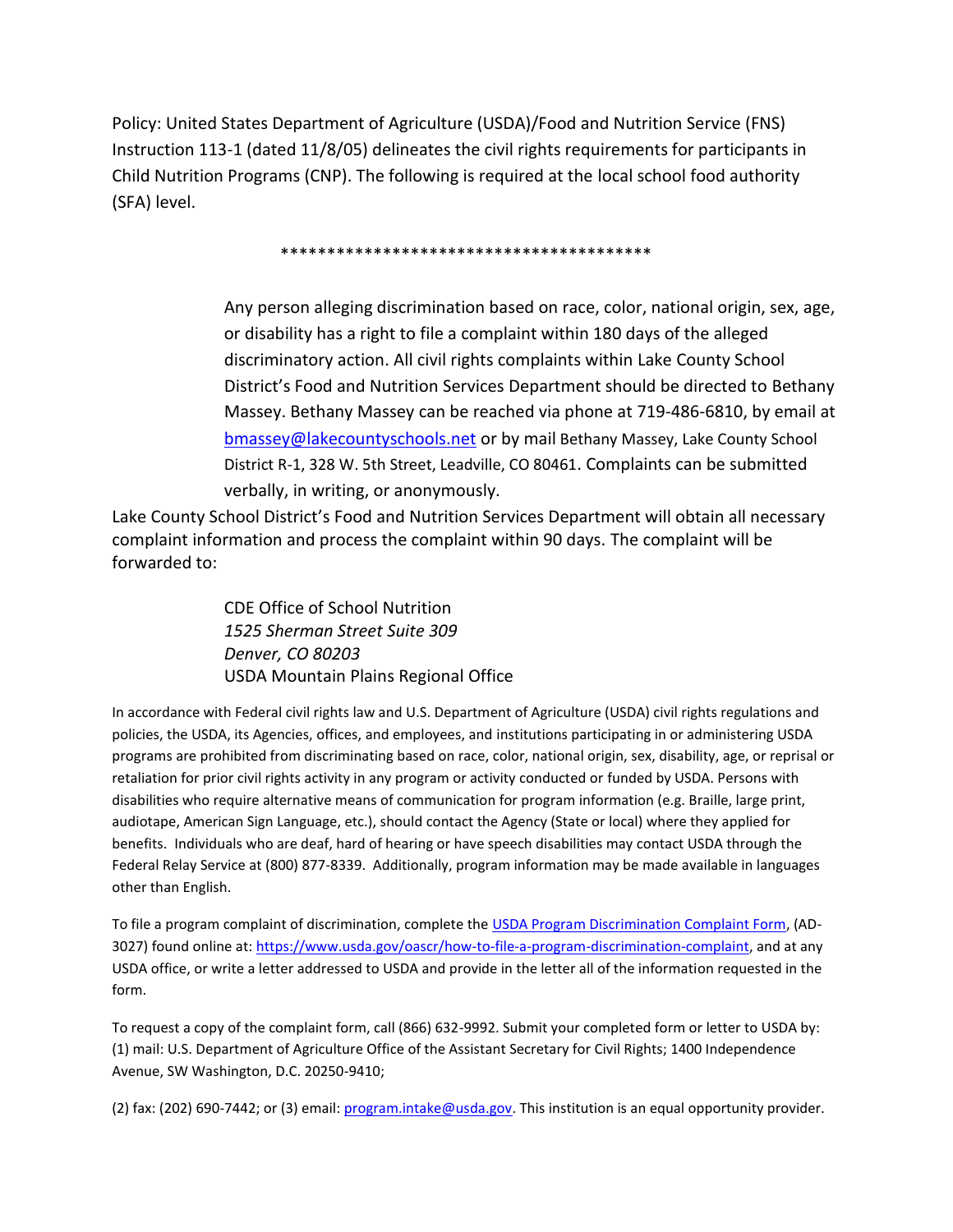Policy: United States Department of Agriculture (USDA)/Food and Nutrition Service (FNS) Instruction 113-1 (dated 11/8/05) delineates the civil rights requirements for participants in Child Nutrition Programs (CNP). The following is required at the local school food authority (SFA) level.

****************************************

> Any person alleging discrimination based on race, color, national origin, sex, age, or disability has a right to file a complaint within 180 days of the alleged discriminatory action. All civil rights complaints within Lake County School District's Food and Nutrition Services Department should be directed to Bethany Massey. Bethany Massey can be reached via phone at 719-486-6810, by email at [bmassey@lakecountyschools.net](mailto:bmassey@lakecountyschools.net) or by mail Bethany Massey, Lake County School District R-1, 328 W. 5th Street, Leadville, CO 80461. Complaints can be submitted verbally, in writing, or anonymously.

Lake County School District's Food and Nutrition Services Department will obtain all necessary complaint information and process the complaint within 90 days. The complaint will be forwarded to:

> CDE Office of School Nutrition
> *1525 Sherman Street Suite 309*
> *Denver, CO 80203*
> USDA Mountain Plains Regional Office

In accordance with Federal civil rights law and U.S. Department of Agriculture (USDA) civil rights regulations and policies, the USDA, its Agencies, offices, and employees, and institutions participating in or administering USDA programs are prohibited from discriminating based on race, color, national origin, sex, disability, age, or reprisal or retaliation for prior civil rights activity in any program or activity conducted or funded by USDA. Persons with disabilities who require alternative means of communication for program information (e.g. Braille, large print, audiotape, American Sign Language, etc.), should contact the Agency (State or local) where they applied for benefits. Individuals who are deaf, hard of hearing or have speech disabilities may contact USDA through the Federal Relay Service at (800) 877-8339. Additionally, program information may be made available in languages other than English.

To file a program complaint of discrimination, complete the [USDA Program Discrimination Complaint Form](https://www.usda.gov/oascr/how-to-file-a-program-discrimination-complaint), (AD-3027) found online at: [https://www.usda.gov/oascr/how-to-file-a-program-discrimination-complaint](https://www.usda.gov/oascr/how-to-file-a-program-discrimination-complaint), and at any USDA office, or write a letter addressed to USDA and provide in the letter all of the information requested in the form.

To request a copy of the complaint form, call (866) 632-9992. Submit your completed form or letter to USDA by: (1) mail: U.S. Department of Agriculture Office of the Assistant Secretary for Civil Rights; 1400 Independence Avenue, SW Washington, D.C. 20250-9410;

(2) fax: (202) 690-7442; or (3) email: [program.intake@usda.gov](mailto:program.intake@usda.gov). This institution is an equal opportunity provider.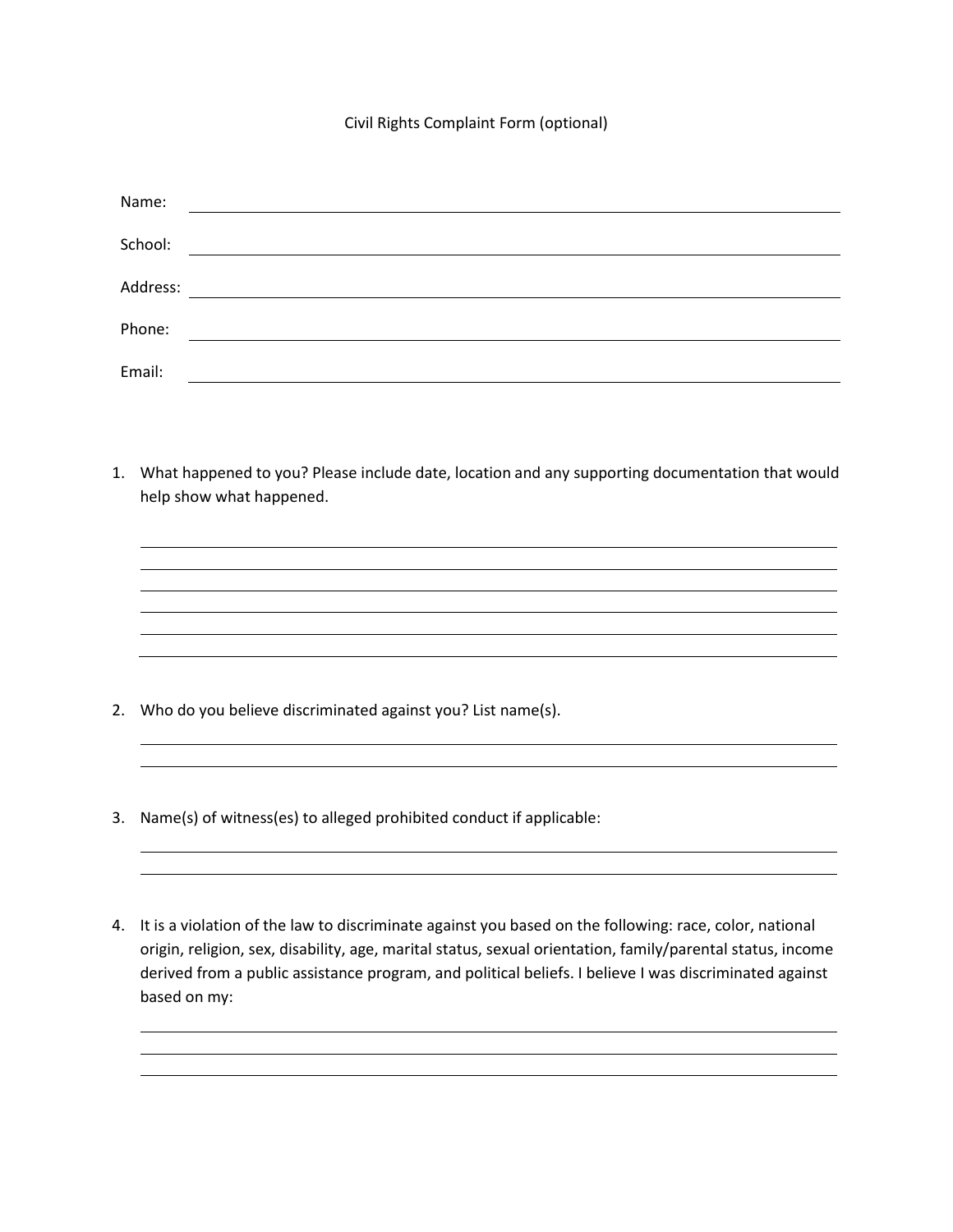Civil Rights Complaint Form (optional)

Name: \_\_\_\_\_\_\_\_\_\_\_\_\_\_\_\_\_\_\_\_\_\_\_\_\_\_\_\_\_\_\_\_\_\_\_\_\_\_\_\_

School: \_\_\_\_\_\_\_\_\_\_\_\_\_\_\_\_\_\_\_\_\_\_\_\_\_\_\_\_\_\_\_\_\_\_\_\_\_\_\_\_

Address: \_\_\_\_\_\_\_\_\_\_\_\_\_\_\_\_\_\_\_\_\_\_\_\_\_\_\_\_\_\_\_\_\_\_\_\_\_\_\_\_

Phone: \_\_\_\_\_\_\_\_\_\_\_\_\_\_\_\_\_\_\_\_\_\_\_\_\_\_\_\_\_\_\_\_\_\_\_\_\_\_\_\_

Email: \_\_\_\_\_\_\_\_\_\_\_\_\_\_\_\_\_\_\_\_\_\_\_\_\_\_\_\_\_\_\_\_\_\_\_\_\_\_\_\_

1. What happened to you? Please include date, location and any supporting documentation that would help show what happened.

2. Who do you believe discriminated against you? List name(s).

3. Name(s) of witness(es) to alleged prohibited conduct if applicable:

4. It is a violation of the law to discriminate against you based on the following: race, color, national origin, religion, sex, disability, age, marital status, sexual orientation, family/parental status, income derived from a public assistance program, and political beliefs. I believe I was discriminated against based on my: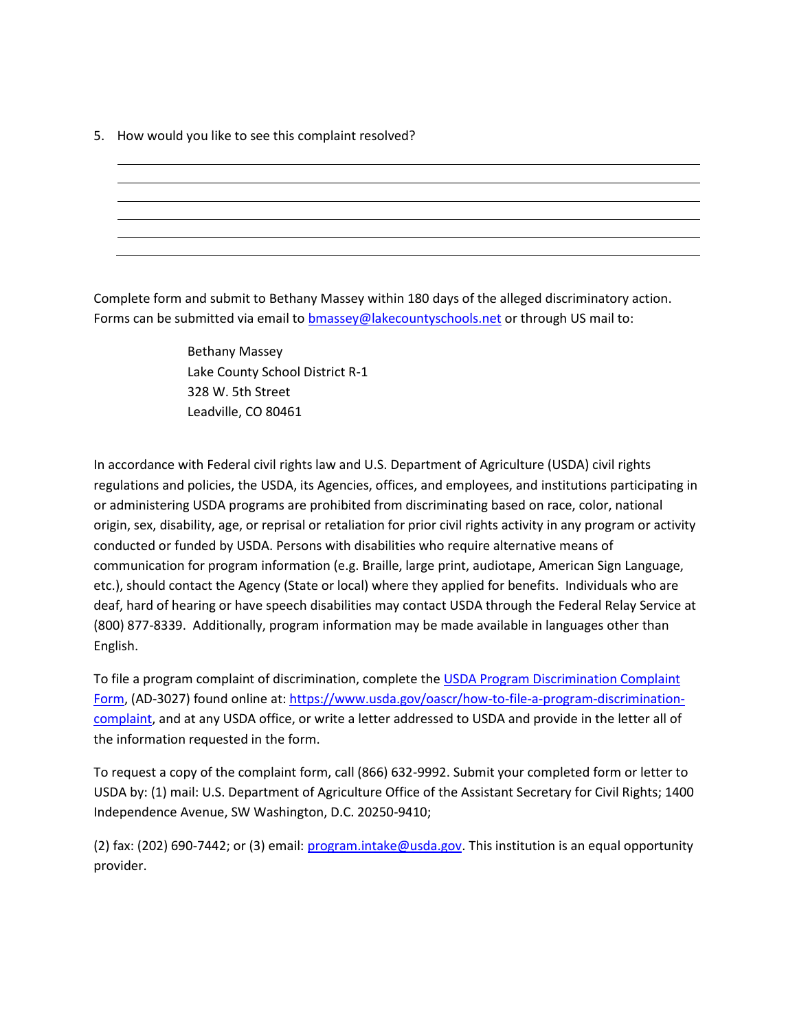5. How would you like to see this complaint resolved?

______________________________________________________________________________

______________________________________________________________________________

______________________________________________________________________________

______________________________________________________________________________

______________________________________________________________________________

______________________________________________________________________________

Complete form and submit to Bethany Massey within 180 days of the alleged discriminatory action. Forms can be submitted via email to bmassey@lakecountyschools.net or through US mail to:

Bethany Massey
Lake County School District R-1
328 W. 5th Street
Leadville, CO 80461

In accordance with Federal civil rights law and U.S. Department of Agriculture (USDA) civil rights regulations and policies, the USDA, its Agencies, offices, and employees, and institutions participating in or administering USDA programs are prohibited from discriminating based on race, color, national origin, sex, disability, age, or reprisal or retaliation for prior civil rights activity in any program or activity conducted or funded by USDA. Persons with disabilities who require alternative means of communication for program information (e.g. Braille, large print, audiotape, American Sign Language, etc.), should contact the Agency (State or local) where they applied for benefits. Individuals who are deaf, hard of hearing or have speech disabilities may contact USDA through the Federal Relay Service at (800) 877-8339. Additionally, program information may be made available in languages other than English.

To file a program complaint of discrimination, complete the USDA Program Discrimination Complaint Form, (AD-3027) found online at: https://www.usda.gov/oascr/how-to-file-a-program-discrimination-complaint, and at any USDA office, or write a letter addressed to USDA and provide in the letter all of the information requested in the form.

To request a copy of the complaint form, call (866) 632-9992. Submit your completed form or letter to USDA by: (1) mail: U.S. Department of Agriculture Office of the Assistant Secretary for Civil Rights; 1400 Independence Avenue, SW Washington, D.C. 20250-9410;

(2) fax: (202) 690-7442; or (3) email: program.intake@usda.gov. This institution is an equal opportunity provider.